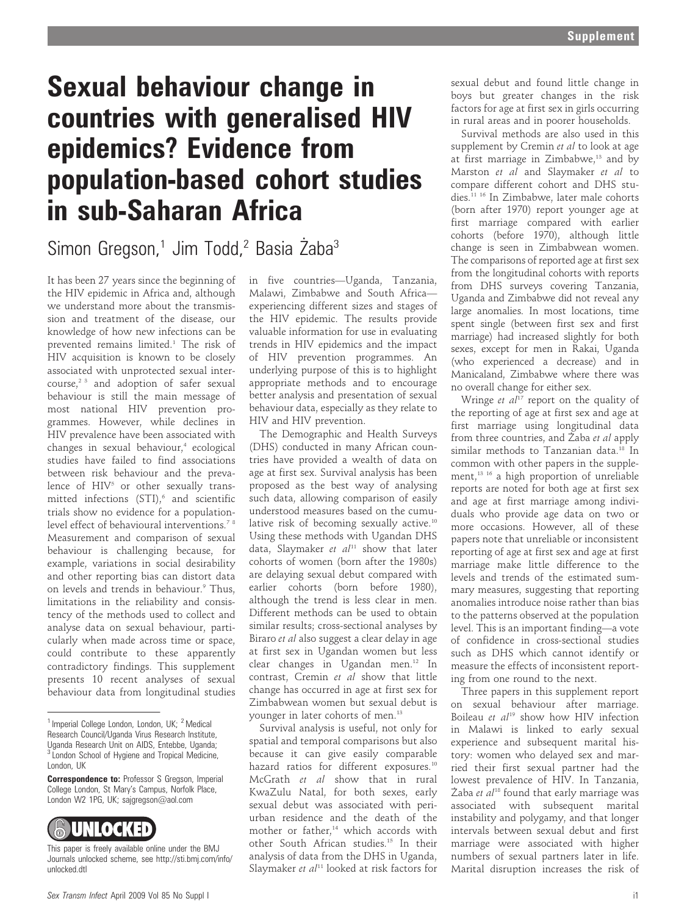# Sexual behaviour change in countries with generalised HIV epidemics? Evidence from population-based cohort studies in sub-Saharan Africa

Simon Gregson,[1] Jim Todd,[2] Basia Żaba[3]

It has been 27 years since the beginning of the HIV epidemic in Africa and, although we understand more about the transmission and treatment of the disease, our knowledge of how new infections can be prevented remains limited.[1] The risk of HIV acquisition is known to be closely associated with unprotected sexual intercourse,[2 3] and adoption of safer sexual behaviour is still the main message of most national HIV prevention programmes. However, while declines in HIV prevalence have been associated with changes in sexual behaviour,[4] ecological studies have failed to find associations between risk behaviour and the prevalence of HIV[5] or other sexually transmitted infections (STI),[6] and scientific trials show no evidence for a population-level effect of behavioural interventions.[7 8] Measurement and comparison of sexual behaviour is challenging because, for example, variations in social desirability and other reporting bias can distort data on levels and trends in behaviour.[9] Thus, limitations in the reliability and consistency of the methods used to collect and analyse data on sexual behaviour, particularly when made across time or space, could contribute to these apparently contradictory findings. This supplement presents 10 recent analyses of sexual behaviour data from longitudinal studies in five countries—Uganda, Tanzania, Malawi, Zimbabwe and South Africa—experiencing different sizes and stages of the HIV epidemic. The results provide valuable information for use in evaluating trends in HIV epidemics and the impact of HIV prevention programmes. An underlying purpose of this is to highlight appropriate methods and to encourage better analysis and presentation of sexual behaviour data, especially as they relate to HIV and HIV prevention.

The Demographic and Health Surveys (DHS) conducted in many African countries have provided a wealth of data on age at first sex. Survival analysis has been proposed as the best way of analysing such data, allowing comparison of easily understood measures based on the cumulative risk of becoming sexually active.[10] Using these methods with Ugandan DHS data, Slaymaker *et al*[11] show that later cohorts of women (born after the 1980s) are delaying sexual debut compared with earlier cohorts (born before 1980), although the trend is less clear in men. Different methods can be used to obtain similar results; cross-sectional analyses by Biraro *et al* also suggest a clear delay in age at first sex in Ugandan women but less clear changes in Ugandan men.[12] In contrast, Cremin *et al* show that little change has occurred in age at first sex for Zimbabwean women but sexual debut is younger in later cohorts of men.[13]

Survival analysis is useful, not only for spatial and temporal comparisons but also because it can give easily comparable hazard ratios for different exposures.[10] McGrath *et al* show that in rural KwaZulu Natal, for both sexes, early sexual debut was associated with peri-urban residence and the death of the mother or father,[14] which accords with other South African studies.[15] In their analysis of data from the DHS in Uganda, Slaymaker *et al*[11] looked at risk factors for sexual debut and found little change in boys but greater changes in the risk factors for age at first sex in girls occurring in rural areas and in poorer households.

Survival methods are also used in this supplement by Cremin *et al* to look at age at first marriage in Zimbabwe,[13] and by Marston *et al* and Slaymaker *et al* to compare different cohort and DHS studies.[11 16] In Zimbabwe, later male cohorts (born after 1970) report younger age at first marriage compared with earlier cohorts (before 1970), although little change is seen in Zimbabwean women. The comparisons of reported age at first sex from the longitudinal cohorts with reports from DHS surveys covering Tanzania, Uganda and Zimbabwe did not reveal any large anomalies. In most locations, time spent single (between first sex and first marriage) had increased slightly for both sexes, except for men in Rakai, Uganda (who experienced a decrease) and in Manicaland, Zimbabwe where there was no overall change for either sex.

Wringe *et al*[17] report on the quality of the reporting of age at first sex and age at first marriage using longitudinal data from three countries, and Żaba *et al* apply similar methods to Tanzanian data.[18] In common with other papers in the supplement,[13 16] a high proportion of unreliable reports are noted for both age at first sex and age at first marriage among individuals who provide age data on two or more occasions. However, all of these papers note that unreliable or inconsistent reporting of age at first sex and age at first marriage make little difference to the levels and trends of the estimated summary measures, suggesting that reporting anomalies introduce noise rather than bias to the patterns observed at the population level. This is an important finding—a vote of confidence in cross-sectional studies such as DHS which cannot identify or measure the effects of inconsistent reporting from one round to the next.

Three papers in this supplement report on sexual behaviour after marriage. Boileau *et al*[19] show how HIV infection in Malawi is linked to early sexual experience and subsequent marital history: women who delayed sex and married their first sexual partner had the lowest prevalence of HIV. In Tanzania, Żaba *et al*[18] found that early marriage was associated with subsequent marital instability and polygamy, and that longer intervals between sexual debut and first marriage were associated with higher numbers of sexual partners later in life. Marital disruption increases the risk of

---

[1] Imperial College London, London, UK; [2] Medical Research Council/Uganda Virus Research Institute, Uganda Research Unit on AIDS, Entebbe, Uganda; [3] London School of Hygiene and Tropical Medicine, London, UK

**Correspondence to:** Professor S Gregson, Imperial College London, St Mary's Campus, Norfolk Place, London W2 1PG, UK; sajgregson@aol.com

This paper is freely available online under the BMJ Journals unlocked scheme, see http://sti.bmj.com/info/unlocked.dtl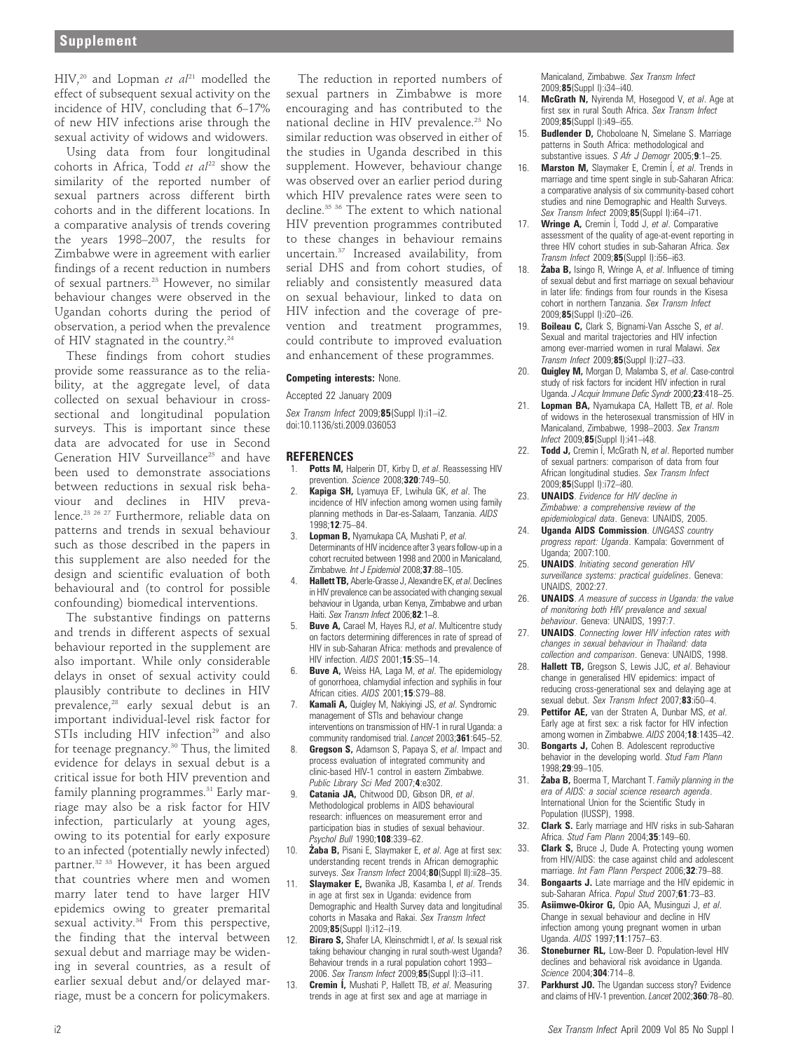HIV,[20] and Lopman *et al*[21] modelled the effect of subsequent sexual activity on the incidence of HIV, concluding that 6–17% of new HIV infections arise through the sexual activity of widows and widowers.

Using data from four longitudinal cohorts in Africa, Todd *et al*[22] show the similarity of the reported number of sexual partners across different birth cohorts and in the different locations. In a comparative analysis of trends covering the years 1998–2007, the results for Zimbabwe were in agreement with earlier findings of a recent reduction in numbers of sexual partners.[23] However, no similar behaviour changes were observed in the Ugandan cohorts during the period of observation, a period when the prevalence of HIV stagnated in the country.[24]

These findings from cohort studies provide some reassurance as to the reliability, at the aggregate level, of data collected on sexual behaviour in cross-sectional and longitudinal population surveys. This is important since these data are advocated for use in Second Generation HIV Surveillance[25] and have been used to demonstrate associations between reductions in sexual risk behaviour and declines in HIV prevalence.[23 26 27] Furthermore, reliable data on patterns and trends in sexual behaviour such as those described in the papers in this supplement are also needed for the design and scientific evaluation of both behavioural and (to control for possible confounding) biomedical interventions.

The substantive findings on patterns and trends in different aspects of sexual behaviour reported in the supplement are also important. While only considerable delays in onset of sexual activity could plausibly contribute to declines in HIV prevalence,[28] early sexual debut is an important individual-level risk factor for STIs including HIV infection[29] and also for teenage pregnancy.[30] Thus, the limited evidence for delays in sexual debut is a critical issue for both HIV prevention and family planning programmes.[31] Early marriage may also be a risk factor for HIV infection, particularly at young ages, owing to its potential for early exposure to an infected (potentially newly infected) partner.[32 33] However, it has been argued that countries where men and women marry later tend to have larger HIV epidemics owing to greater premarital sexual activity.[34] From this perspective, the finding that the interval between sexual debut and marriage may be widening in several countries, as a result of earlier sexual debut and/or delayed marriage, must be a concern for policymakers.

The reduction in reported numbers of sexual partners in Zimbabwe is more encouraging and has contributed to the national decline in HIV prevalence.[23] No similar reduction was observed in either of the studies in Uganda described in this supplement. However, behaviour change was observed over an earlier period during which HIV prevalence rates were seen to decline.[35 36] The extent to which national HIV prevention programmes contributed to these changes in behaviour remains uncertain.[37] Increased availability, from serial DHS and from cohort studies, of reliably and consistently measured data on sexual behaviour, linked to data on HIV infection and the coverage of prevention and treatment programmes, could contribute to improved evaluation and enhancement of these programmes.

**Competing interests:** None.

Accepted 22 January 2009

*Sex Transm Infect* 2009;**85**(Suppl I):i1–i2. doi:10.1136/sti.2009.036053

## REFERENCES

1. **Potts M,** Halperin DT, Kirby D, *et al*. Reassessing HIV prevention. *Science* 2008;**320**:749–50.
2. **Kapiga SH,** Lyamuya EF, Lwihula GK, *et al*. The incidence of HIV infection among women using family planning methods in Dar-es-Salaam, Tanzania. *AIDS* 1998;**12**:75–84.
3. **Lopman B,** Nyamukapa CA, Mushati P, *et al*. Determinants of HIV incidence after 3 years follow-up in a cohort recruited between 1998 and 2000 in Manicaland, Zimbabwe. *Int J Epidemiol* 2008;**37**:88–105.
4. **Hallett TB,** Aberle-Grasse J, Alexandre EK, *et al*. Declines in HIV prevalence can be associated with changing sexual behaviour in Uganda, urban Kenya, Zimbabwe and urban Haiti. *Sex Transm Infect* 2006;**82**:1–8.
5. **Buve A,** Carael M, Hayes RJ, *et al*. Multicentre study on factors determining differences in rate of spread of HIV in sub-Saharan Africa: methods and prevalence of HIV infection. *AIDS* 2001;**15**:S5–14.
6. **Buve A,** Weiss HA, Laga M, *et al*. The epidemiology of gonorrhoea, chlamydial infection and syphilis in four African cities. *AIDS* 2001;**15**:S79–88.
7. **Kamali A,** Quigley M, Nakiyingi JS, *et al*. Syndromic management of STIs and behaviour change interventions on transmission of HIV-1 in rural Uganda: a community randomised trial. *Lancet* 2003;**361**:645–52.
8. **Gregson S,** Adamson S, Papaya S, *et al*. Impact and process evaluation of integrated community and clinic-based HIV-1 control in eastern Zimbabwe. *Public Library Sci Med* 2007;**4**:e302.
9. **Catania JA,** Chitwood DD, Gibson DR, *et al*. Methodological problems in AIDS behavioural research: influences on measurement error and participation bias in studies of sexual behaviour. *Psychol Bull* 1990;**108**:339–62.
10. **Žaba B,** Pisani E, Slaymaker E, *et al*. Age at first sex: understanding recent trends in African demographic surveys. *Sex Transm Infect* 2004;**80**(Suppl II):ii28–35.
11. **Slaymaker E,** Bwanika JB, Kasamba I, *et al*. Trends in age at first sex in Uganda: evidence from Demographic and Health Survey data and longitudinal cohorts in Masaka and Rakai. *Sex Transm Infect* 2009;**85**(Suppl I):i12–i19.
12. **Biraro S,** Shafer LA, Kleinschmidt I, *et al*. Is sexual risk taking behaviour changing in rural south-west Uganda? Behaviour trends in a rural population cohort 1993–2006. *Sex Transm Infect* 2009;**85**(Suppl I):i3–i11.
13. **Cremin Í,** Mushati P, Hallett TB, *et al*. Measuring trends in age at first sex and age at marriage in Manicaland, Zimbabwe. *Sex Transm Infect* 2009;**85**(Suppl I):i34–i40.
14. **McGrath N,** Nyirenda M, Hosegood V, *et al*. Age at first sex in rural South Africa. *Sex Transm Infect* 2009;**85**(Suppl I):i49–i55.
15. **Budlender D,** Chobokoane N, Simelane S. Marriage patterns in South Africa: methodological and substantive issues. *S Afr J Demogr* 2005;**9**:1–25.
16. **Marston M,** Slaymaker E, Cremin Í, *et al*. Trends in marriage and time spent single in sub-Saharan Africa: a comparative analysis of six community-based cohort studies and nine Demographic and Health Surveys. *Sex Transm Infect* 2009;**85**(Suppl I):i64–i71.
17. **Wringe A,** Cremin Í, Todd J, *et al*. Comparative assessment of the quality of age-at-event reporting in three HIV cohort studies in sub-Saharan Africa. *Sex Transm Infect* 2009;**85**(Suppl I):i56–i63.
18. **Žaba B,** Isingo R, Wringe A, *et al*. Influence of timing of sexual debut and first marriage on sexual behaviour in later life: findings from four rounds in the Kisesa cohort in northern Tanzania. *Sex Transm Infect* 2009;**85**(Suppl I):i20–i26.
19. **Boileau C,** Clark S, Bignami-Van Assche S, *et al*. Sexual and marital trajectories and HIV infection among ever-married women in rural Malawi. *Sex Transm Infect* 2009;**85**(Suppl I):i27–i33.
20. **Quigley M,** Morgan D, Malamba S, *et al*. Case-control study of risk factors for incident HIV infection in rural Uganda. *J Acquir Immune Defic Syndr* 2000;**23**:418–25.
21. **Lopman BA,** Nyamukapa CA, Hallett TB, *et al*. Role of widows in the heterosexual transmission of HIV in Manicaland, Zimbabwe, 1998–2003. *Sex Transm Infect* 2009;**85**(Suppl I):i41–i48.
22. **Todd J,** Cremin Í, McGrath N, *et al*. Reported number of sexual partners: comparison of data from four African longitudinal studies. *Sex Transm Infect* 2009;**85**(Suppl I):i72–i80.
23. **UNAIDS**. *Evidence for HIV decline in Zimbabwe: a comprehensive review of the epidemiological data*. Geneva: UNAIDS, 2005.
24. **Uganda AIDS Commission**. *UNGASS country progress report: Uganda*. Kampala: Government of Uganda; 2007:100.
25. **UNAIDS**. *Initiating second generation HIV surveillance systems: practical guidelines*. Geneva: UNAIDS, 2002:27.
26. **UNAIDS**. *A measure of success in Uganda: the value of monitoring both HIV prevalence and sexual behaviour*. Geneva: UNAIDS, 1997:7.
27. **UNAIDS**. *Connecting lower HIV infection rates with changes in sexual behaviour in Thailand: data collection and comparison*. Geneva: UNAIDS, 1998.
28. **Hallett TB,** Gregson S, Lewis JJC, *et al*. Behaviour change in generalised HIV epidemics: impact of reducing cross-generational sex and delaying age at sexual debut. *Sex Transm Infect* 2007;**83**:i50–4.
29. **Pettifor AE,** van der Straten A, Dunbar MS, *et al*. Early age at first sex: a risk factor for HIV infection among women in Zimbabwe. *AIDS* 2004;**18**:1435–42.
30. **Bongarts J,** Cohen B. Adolescent reproductive behavior in the developing world. *Stud Fam Plann* 1998;**29**:99–105.
31. **Žaba B,** Boerma T, Marchant T. *Family planning in the era of AIDS: a social science research agenda*. International Union for the Scientific Study in Population (IUSSP), 1998.
32. **Clark S.** Early marriage and HIV risks in sub-Saharan Africa. *Stud Fam Plann* 2004;**35**:149–60.
33. **Clark S,** Bruce J, Dude A. Protecting young women from HIV/AIDS: the case against child and adolescent marriage. *Int Fam Plann Perspect* 2006;**32**:79–88.
34. **Bongaarts J.** Late marriage and the HIV epidemic in sub-Saharan Africa. *Popul Stud* 2007;**61**:73–83.
35. **Asiimwe-Okiror G,** Opio AA, Musinguzi J, *et al*. Change in sexual behaviour and decline in HIV infection among young pregnant women in urban Uganda. *AIDS* 1997;**11**:1757–63.
36. **Stoneburner RL,** Low-Beer D. Population-level HIV declines and behavioral risk avoidance in Uganda. *Science* 2004;**304**:714–8.
37. **Parkhurst JO.** The Ugandan success story? Evidence and claims of HIV-1 prevention. *Lancet* 2002;**360**:78–80.